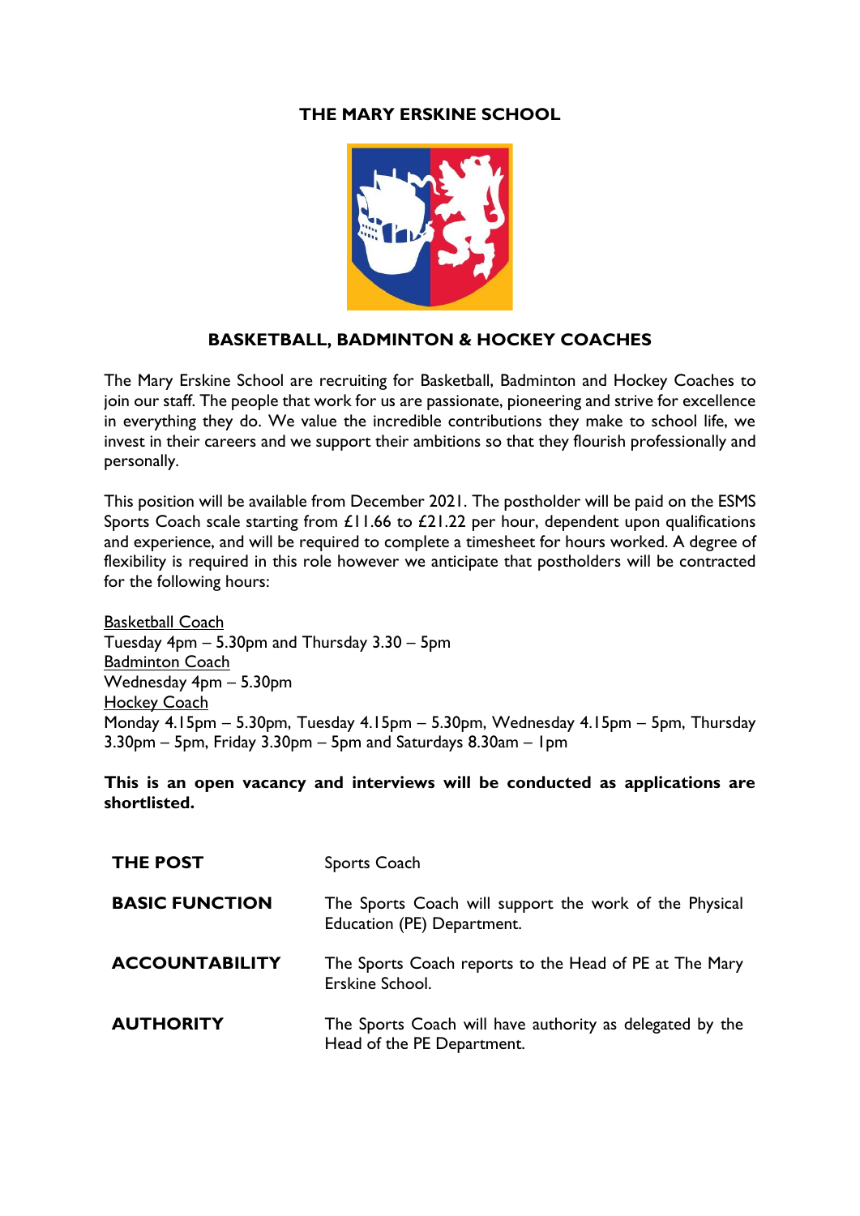# THE MARY ERSKINE SCHOOL

## BASKETBALL, BADMINTON & HOCKEY COACHES

The Mary Erskine School are recruiting for Basketball, Badminton and Hockey Coaches to join our staff. The people that work for us are passionate, pioneering and strive for excellence in everything they do. We value the incredible contributions they make to school life, we invest in their careers and we support their ambitions so that they flourish professionally and personally.

This position will be available from December 2021. The postholder will be paid on the ESMS Sports Coach scale starting from £11.66 to £21.22 per hour, dependent upon qualifications and experience, and will be required to complete a timesheet for hours worked. A degree of flexibility is required in this role however we anticipate that postholders will be contracted for the following hours:

<u>Basketball Coach</u>
Tuesday 4pm – 5.30pm and Thursday 3.30 – 5pm
<u>Badminton Coach</u>
Wednesday 4pm – 5.30pm
<u>Hockey Coach</u>
Monday 4.15pm – 5.30pm, Tuesday 4.15pm – 5.30pm, Wednesday 4.15pm – 5pm, Thursday 3.30pm – 5pm, Friday 3.30pm – 5pm and Saturdays 8.30am – 1pm

**This is an open vacancy and interviews will be conducted as applications are shortlisted.**

| | |
|---|---|
| **THE POST** | Sports Coach |
| **BASIC FUNCTION** | The Sports Coach will support the work of the Physical Education (PE) Department. |
| **ACCOUNTABILITY** | The Sports Coach reports to the Head of PE at The Mary Erskine School. |
| **AUTHORITY** | The Sports Coach will have authority as delegated by the Head of the PE Department. |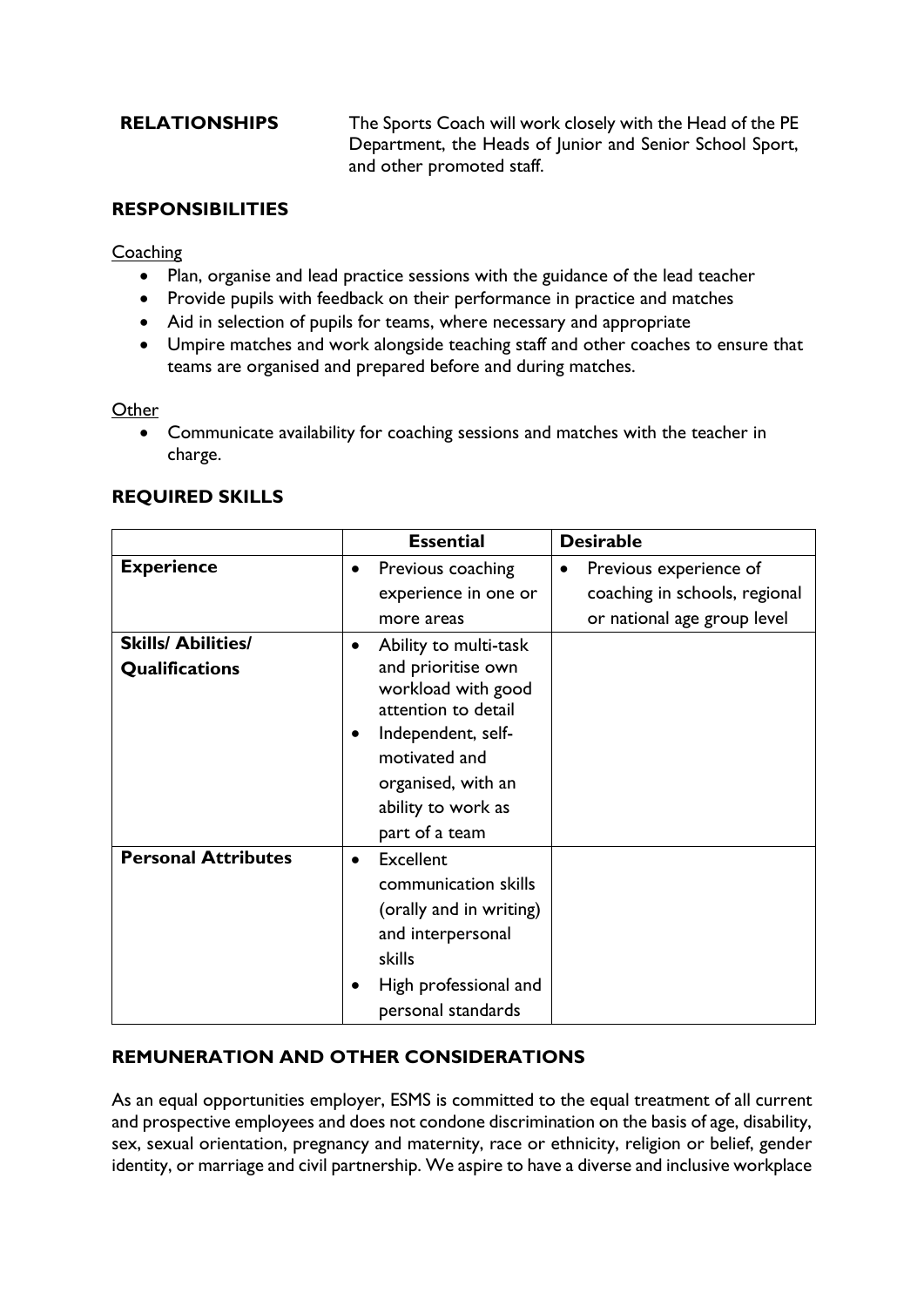**RELATIONSHIPS** The Sports Coach will work closely with the Head of the PE Department, the Heads of Junior and Senior School Sport, and other promoted staff.

## RESPONSIBILITIES

Coaching

- Plan, organise and lead practice sessions with the guidance of the lead teacher
- Provide pupils with feedback on their performance in practice and matches
- Aid in selection of pupils for teams, where necessary and appropriate
- Umpire matches and work alongside teaching staff and other coaches to ensure that teams are organised and prepared before and during matches.

Other

- Communicate availability for coaching sessions and matches with the teacher in charge.

## REQUIRED SKILLS

| | Essential | Desirable |
|---|---|---|
| **Experience** | • Previous coaching experience in one or more areas | • Previous experience of coaching in schools, regional or national age group level |
| **Skills/ Abilities/ Qualifications** | • Ability to multi-task and prioritise own workload with good attention to detail<br>• Independent, self-motivated and organised, with an ability to work as part of a team | |
| **Personal Attributes** | • Excellent communication skills (orally and in writing) and interpersonal skills<br>• High professional and personal standards | |

## REMUNERATION AND OTHER CONSIDERATIONS

As an equal opportunities employer, ESMS is committed to the equal treatment of all current and prospective employees and does not condone discrimination on the basis of age, disability, sex, sexual orientation, pregnancy and maternity, race or ethnicity, religion or belief, gender identity, or marriage and civil partnership. We aspire to have a diverse and inclusive workplace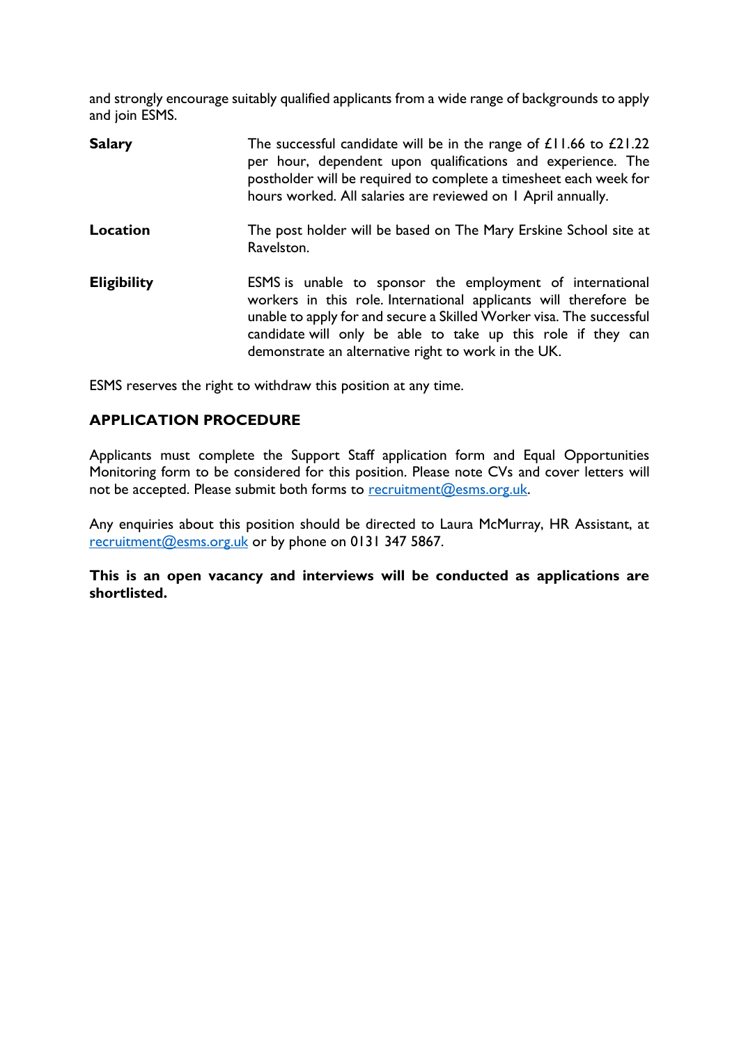and strongly encourage suitably qualified applicants from a wide range of backgrounds to apply and join ESMS.

| | |
|---|---|
| **Salary** | The successful candidate will be in the range of £11.66 to £21.22 per hour, dependent upon qualifications and experience. The postholder will be required to complete a timesheet each week for hours worked. All salaries are reviewed on 1 April annually. |
| **Location** | The post holder will be based on The Mary Erskine School site at Ravelston. |
| **Eligibility** | ESMS is unable to sponsor the employment of international workers in this role. International applicants will therefore be unable to apply for and secure a Skilled Worker visa. The successful candidate will only be able to take up this role if they can demonstrate an alternative right to work in the UK. |

ESMS reserves the right to withdraw this position at any time.

## APPLICATION PROCEDURE

Applicants must complete the Support Staff application form and Equal Opportunities Monitoring form to be considered for this position. Please note CVs and cover letters will not be accepted. Please submit both forms to recruitment@esms.org.uk.

Any enquiries about this position should be directed to Laura McMurray, HR Assistant, at recruitment@esms.org.uk or by phone on 0131 347 5867.

**This is an open vacancy and interviews will be conducted as applications are shortlisted.**